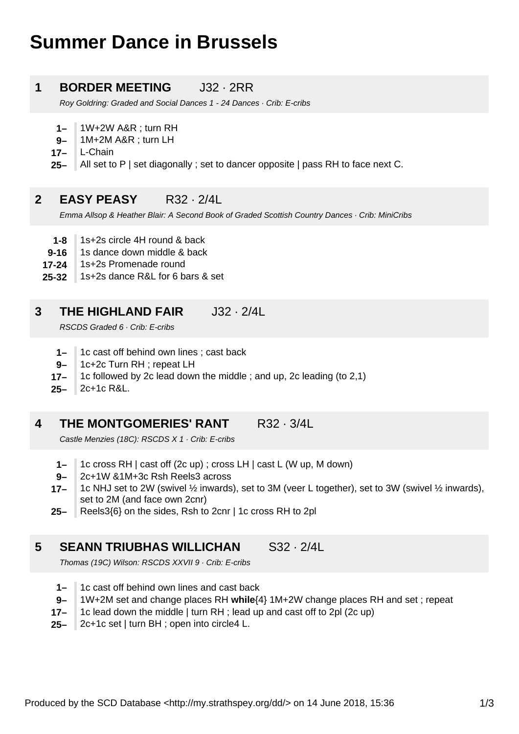# Summer Dance in Brussels

## 1 BORDER MEETING J32 · 2RR

*Roy Goldring: Graded and Social Dances 1 - 24 Dances · Crib: E-cribs*

| | |
|---|---|
| **1–** | 1W+2W A&R ; turn RH |
| **9–** | 1M+2M A&R ; turn LH |
| **17–** | L-Chain |
| **25–** | All set to P \| set diagonally ; set to dancer opposite \| pass RH to face next C. |

## 2 EASY PEASY R32 · 2/4L

*Emma Allsop & Heather Blair: A Second Book of Graded Scottish Country Dances · Crib: MiniCribs*

| | |
|---|---|
| **1-8** | 1s+2s circle 4H round & back |
| **9-16** | 1s dance down middle & back |
| **17-24** | 1s+2s Promenade round |
| **25-32** | 1s+2s dance R&L for 6 bars & set |

## 3 THE HIGHLAND FAIR J32 · 2/4L

*RSCDS Graded 6 · Crib: E-cribs*

| | |
|---|---|
| **1–** | 1c cast off behind own lines ; cast back |
| **9–** | 1c+2c Turn RH ; repeat LH |
| **17–** | 1c followed by 2c lead down the middle ; and up, 2c leading (to 2,1) |
| **25–** | 2c+1c R&L. |

## 4 THE MONTGOMERIES' RANT R32 · 3/4L

*Castle Menzies (18C): RSCDS X 1 · Crib: E-cribs*

| | |
|---|---|
| **1–** | 1c cross RH \| cast off (2c up) ; cross LH \| cast L (W up, M down) |
| **9–** | 2c+1W &1M+3c Rsh Reels3 across |
| **17–** | 1c NHJ set to 2W (swivel ½ inwards), set to 3M (veer L together), set to 3W (swivel ½ inwards), set to 2M (and face own 2cnr) |
| **25–** | Reels3{6} on the sides, Rsh to 2cnr \| 1c cross RH to 2pl |

## 5 SEANN TRIUBHAS WILLICHAN S32 · 2/4L

*Thomas (19C) Wilson: RSCDS XXVII 9 · Crib: E-cribs*

| | |
|---|---|
| **1–** | 1c cast off behind own lines and cast back |
| **9–** | 1W+2M set and change places RH **while**{4} 1M+2W change places RH and set ; repeat |
| **17–** | 1c lead down the middle \| turn RH ; lead up and cast off to 2pl (2c up) |
| **25–** | 2c+1c set \| turn BH ; open into circle4 L. |

Produced by the SCD Database <http://my.strathspey.org/dd/> on 14 June 2018, 15:36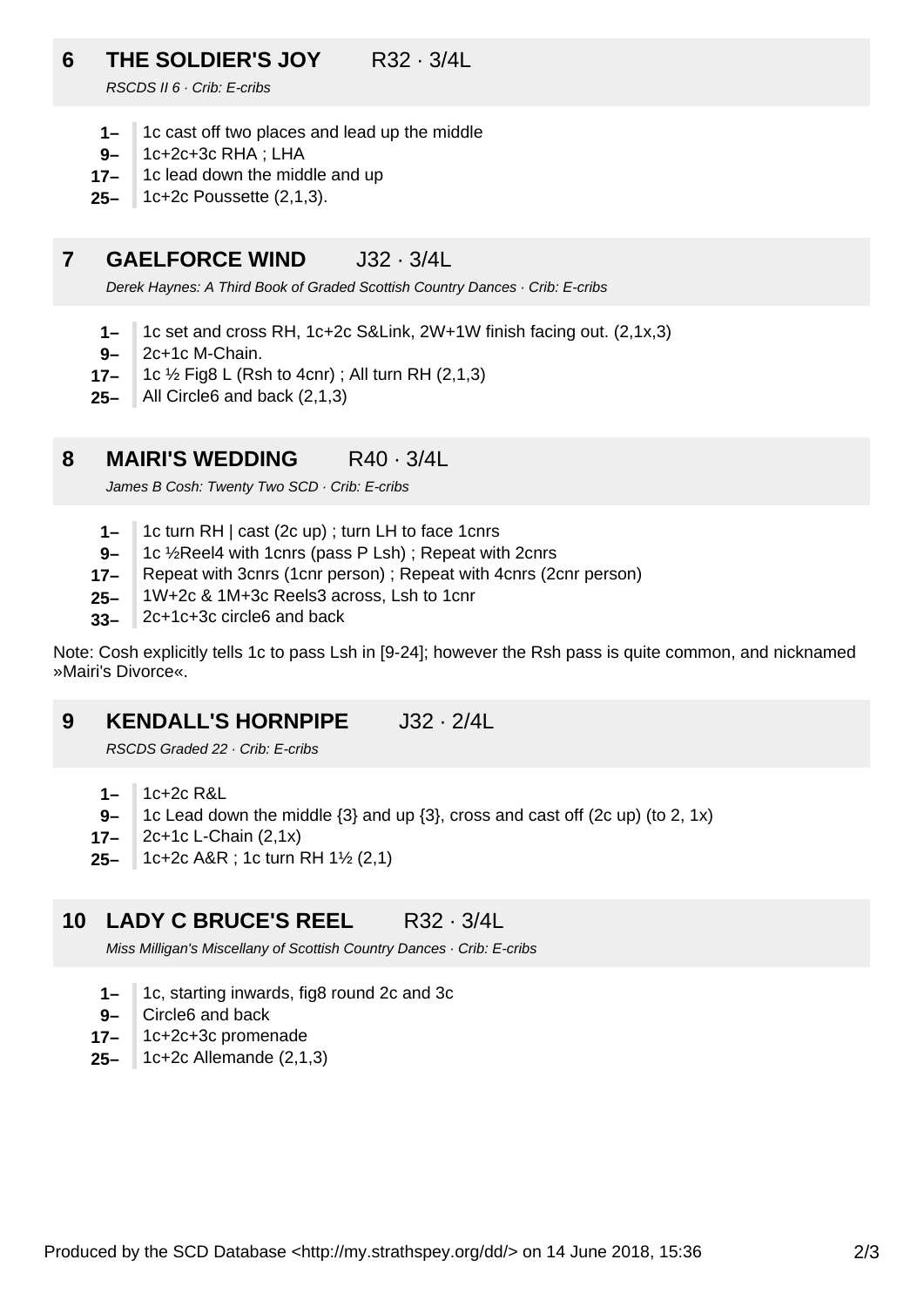## 6 THE SOLDIER'S JOY R32 · 3/4L

*RSCDS II 6 · Crib: E-cribs*

- **1–** 1c cast off two places and lead up the middle
- **9–** 1c+2c+3c RHA ; LHA
- **17–** 1c lead down the middle and up
- **25–** 1c+2c Poussette (2,1,3).

## 7 GAELFORCE WIND J32 · 3/4L

*Derek Haynes: A Third Book of Graded Scottish Country Dances · Crib: E-cribs*

- **1–** 1c set and cross RH, 1c+2c S&Link, 2W+1W finish facing out. (2,1x,3)
- **9–** 2c+1c M-Chain.
- **17–** 1c ½ Fig8 L (Rsh to 4cnr) ; All turn RH (2,1,3)
- **25–** All Circle6 and back (2,1,3)

## 8 MAIRI'S WEDDING R40 · 3/4L

*James B Cosh: Twenty Two SCD · Crib: E-cribs*

- **1–** 1c turn RH | cast (2c up) ; turn LH to face 1cnrs
- **9–** 1c ½Reel4 with 1cnrs (pass P Lsh) ; Repeat with 2cnrs
- **17–** Repeat with 3cnrs (1cnr person) ; Repeat with 4cnrs (2cnr person)
- **25–** 1W+2c & 1M+3c Reels3 across, Lsh to 1cnr
- **33–** 2c+1c+3c circle6 and back

Note: Cosh explicitly tells 1c to pass Lsh in [9-24]; however the Rsh pass is quite common, and nicknamed »Mairi's Divorce«.

## 9 KENDALL'S HORNPIPE J32 · 2/4L

*RSCDS Graded 22 · Crib: E-cribs*

- **1–** 1c+2c R&L
- **9–** 1c Lead down the middle {3} and up {3}, cross and cast off (2c up) (to 2, 1x)
- **17–** 2c+1c L-Chain (2,1x)
- **25–** 1c+2c A&R ; 1c turn RH 1½ (2,1)

## 10 LADY C BRUCE'S REEL R32 · 3/4L

*Miss Milligan's Miscellany of Scottish Country Dances · Crib: E-cribs*

- **1–** 1c, starting inwards, fig8 round 2c and 3c
- **9–** Circle6 and back
- **17–** 1c+2c+3c promenade
- **25–** 1c+2c Allemande (2,1,3)

Produced by the SCD Database <http://my.strathspey.org/dd/> on 14 June 2018, 15:36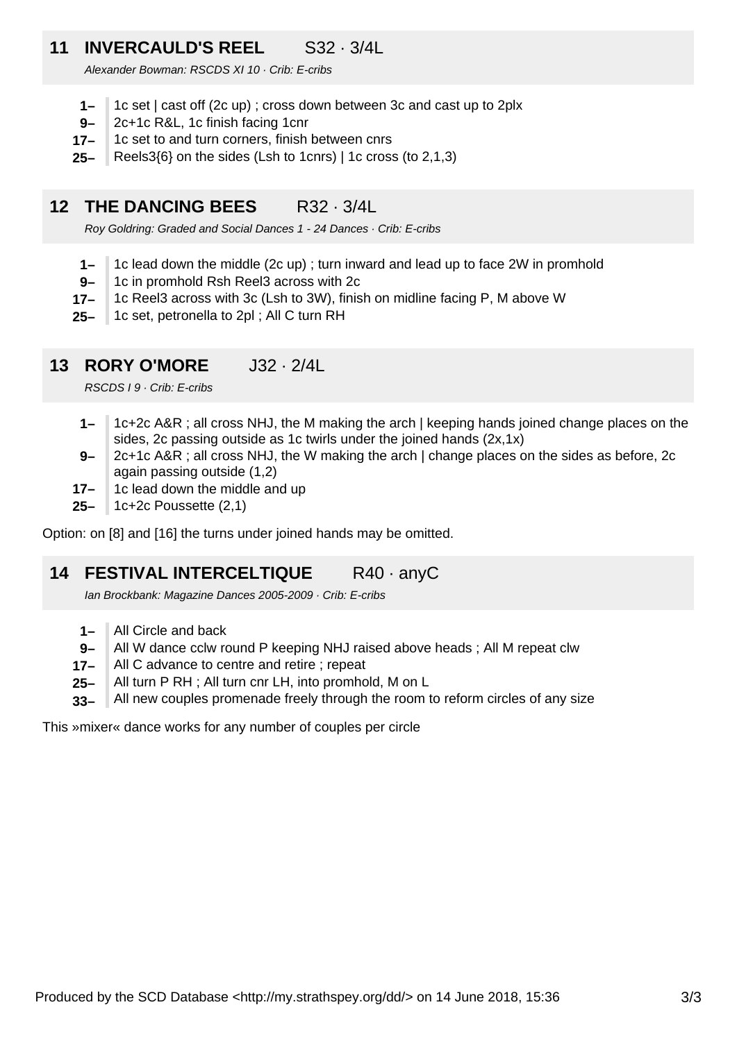## 11 INVERCAULD'S REEL S32 · 3/4L

*Alexander Bowman: RSCDS XI 10 · Crib: E-cribs*

- **1–** 1c set | cast off (2c up) ; cross down between 3c and cast up to 2plx
- **9–** 2c+1c R&L, 1c finish facing 1cnr
- **17–** 1c set to and turn corners, finish between cnrs
- **25–** Reels3{6} on the sides (Lsh to 1cnrs) | 1c cross (to 2,1,3)

## 12 THE DANCING BEES R32 · 3/4L

*Roy Goldring: Graded and Social Dances 1 - 24 Dances · Crib: E-cribs*

- **1–** 1c lead down the middle (2c up) ; turn inward and lead up to face 2W in promhold
- **9–** 1c in promhold Rsh Reel3 across with 2c
- **17–** 1c Reel3 across with 3c (Lsh to 3W), finish on midline facing P, M above W
- **25–** 1c set, petronella to 2pl ; All C turn RH

## 13 RORY O'MORE J32 · 2/4L

*RSCDS I 9 · Crib: E-cribs*

- **1–** 1c+2c A&R ; all cross NHJ, the M making the arch | keeping hands joined change places on the sides, 2c passing outside as 1c twirls under the joined hands (2x,1x)
- **9–** 2c+1c A&R ; all cross NHJ, the W making the arch | change places on the sides as before, 2c again passing outside (1,2)
- **17–** 1c lead down the middle and up
- **25–** 1c+2c Poussette (2,1)

Option: on [8] and [16] the turns under joined hands may be omitted.

## 14 FESTIVAL INTERCELTIQUE R40 · anyC

*Ian Brockbank: Magazine Dances 2005-2009 · Crib: E-cribs*

- **1–** All Circle and back
- **9–** All W dance cclw round P keeping NHJ raised above heads ; All M repeat clw
- **17–** All C advance to centre and retire ; repeat
- **25–** All turn P RH ; All turn cnr LH, into promhold, M on L
- **33–** All new couples promenade freely through the room to reform circles of any size

This »mixer« dance works for any number of couples per circle

Produced by the SCD Database <http://my.strathspey.org/dd/> on 14 June 2018, 15:36